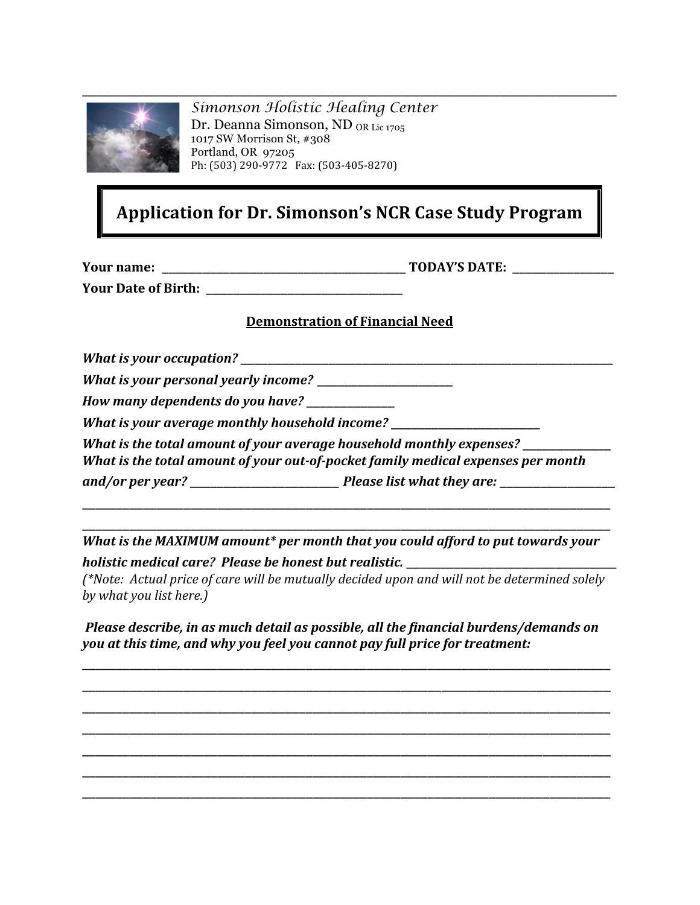*Simonson Holistic Healing Center*
Dr. Deanna Simonson, ND OR Lic 1705
1017 SW Morrison St, #308
Portland, OR 97205
Ph: (503) 290-9772 Fax: (503-405-8270)

# Application for Dr. Simonson's NCR Case Study Program

**Your name: ______________________________ TODAY'S DATE: ______________**

**Your Date of Birth: ________________________**

**<u>Demonstration of Financial Need</u>**

***What is your occupation?*** ________________________________________________

***What is your personal yearly income?*** ________________

***How many dependents do you have?*** __________

***What is your average monthly household income?*** __________________

***What is the total amount of your average household monthly expenses?*** __________

***What is the total amount of your out-of-pocket family medical expenses per month and/or per year?*** __________________ ***Please list what they are:*** ______________

_______________________________________________________________________

_______________________________________________________________________

***What is the MAXIMUM amount* per month that you could afford to put towards your holistic medical care? Please be honest but realistic.*** ________________________

*(*Note: Actual price of care will be mutually decided upon and will not be determined solely by what you list here.)*

***Please describe, in as much detail as possible, all the financial burdens/demands on you at this time, and why you feel you cannot pay full price for treatment:***

_______________________________________________________________________

_______________________________________________________________________

_______________________________________________________________________

_______________________________________________________________________

_______________________________________________________________________

_______________________________________________________________________

_______________________________________________________________________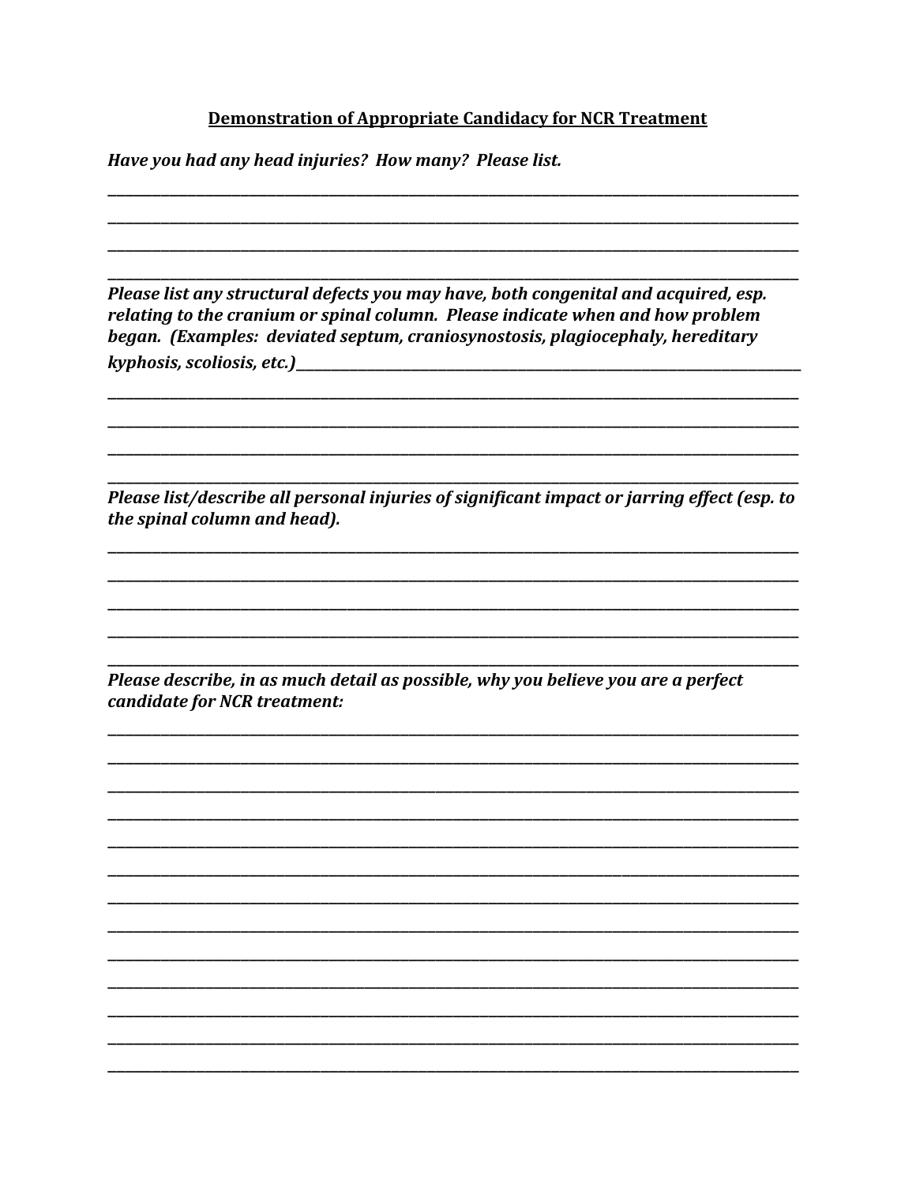## Demonstration of Appropriate Candidacy for NCR Treatment

***Have you had any head injuries? How many? Please list.***

______________________________________________________________________________

______________________________________________________________________________

______________________________________________________________________________

______________________________________________________________________________

***Please list any structural defects you may have, both congenital and acquired, esp. relating to the cranium or spinal column. Please indicate when and how problem began. (Examples: deviated septum, craniosynostosis, plagiocephaly, hereditary kyphosis, scoliosis, etc.)***______________________________________________

______________________________________________________________________________

______________________________________________________________________________

______________________________________________________________________________

______________________________________________________________________________

***Please list/describe all personal injuries of significant impact or jarring effect (esp. to the spinal column and head).***

______________________________________________________________________________

______________________________________________________________________________

______________________________________________________________________________

______________________________________________________________________________

______________________________________________________________________________

***Please describe, in as much detail as possible, why you believe you are a perfect candidate for NCR treatment:***

______________________________________________________________________________

______________________________________________________________________________

______________________________________________________________________________

______________________________________________________________________________

______________________________________________________________________________

______________________________________________________________________________

______________________________________________________________________________

______________________________________________________________________________

______________________________________________________________________________

______________________________________________________________________________

______________________________________________________________________________

______________________________________________________________________________

______________________________________________________________________________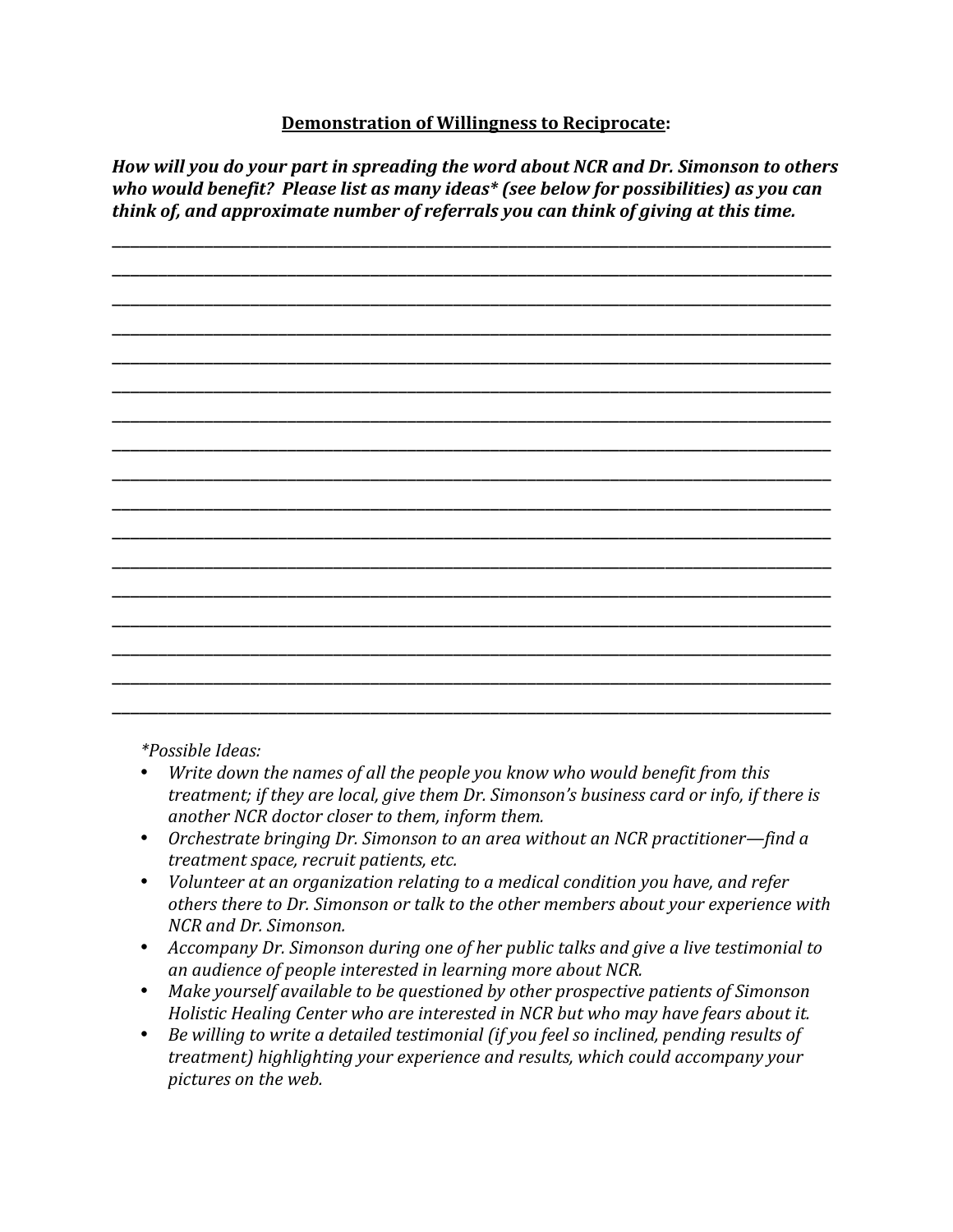**<u>Demonstration of Willingness to Reciprocate</u>:**

***How will you do your part in spreading the word about NCR and Dr. Simonson to others who would benefit? Please list as many ideas* (see below for possibilities) as you can think of, and approximate number of referrals you can think of giving at this time.***

_____________________________________________________________________________________________

_____________________________________________________________________________________________

_____________________________________________________________________________________________

_____________________________________________________________________________________________

_____________________________________________________________________________________________

_____________________________________________________________________________________________

_____________________________________________________________________________________________

_____________________________________________________________________________________________

_____________________________________________________________________________________________

_____________________________________________________________________________________________

_____________________________________________________________________________________________

_____________________________________________________________________________________________

_____________________________________________________________________________________________

_____________________________________________________________________________________________

_____________________________________________________________________________________________

_____________________________________________________________________________________________

_____________________________________________________________________________________________

*\*Possible Ideas:*

- *Write down the names of all the people you know who would benefit from this treatment; if they are local, give them Dr. Simonson's business card or info, if there is another NCR doctor closer to them, inform them.*
- *Orchestrate bringing Dr. Simonson to an area without an NCR practitioner—find a treatment space, recruit patients, etc.*
- *Volunteer at an organization relating to a medical condition you have, and refer others there to Dr. Simonson or talk to the other members about your experience with NCR and Dr. Simonson.*
- *Accompany Dr. Simonson during one of her public talks and give a live testimonial to an audience of people interested in learning more about NCR.*
- *Make yourself available to be questioned by other prospective patients of Simonson Holistic Healing Center who are interested in NCR but who may have fears about it.*
- *Be willing to write a detailed testimonial (if you feel so inclined, pending results of treatment) highlighting your experience and results, which could accompany your pictures on the web.*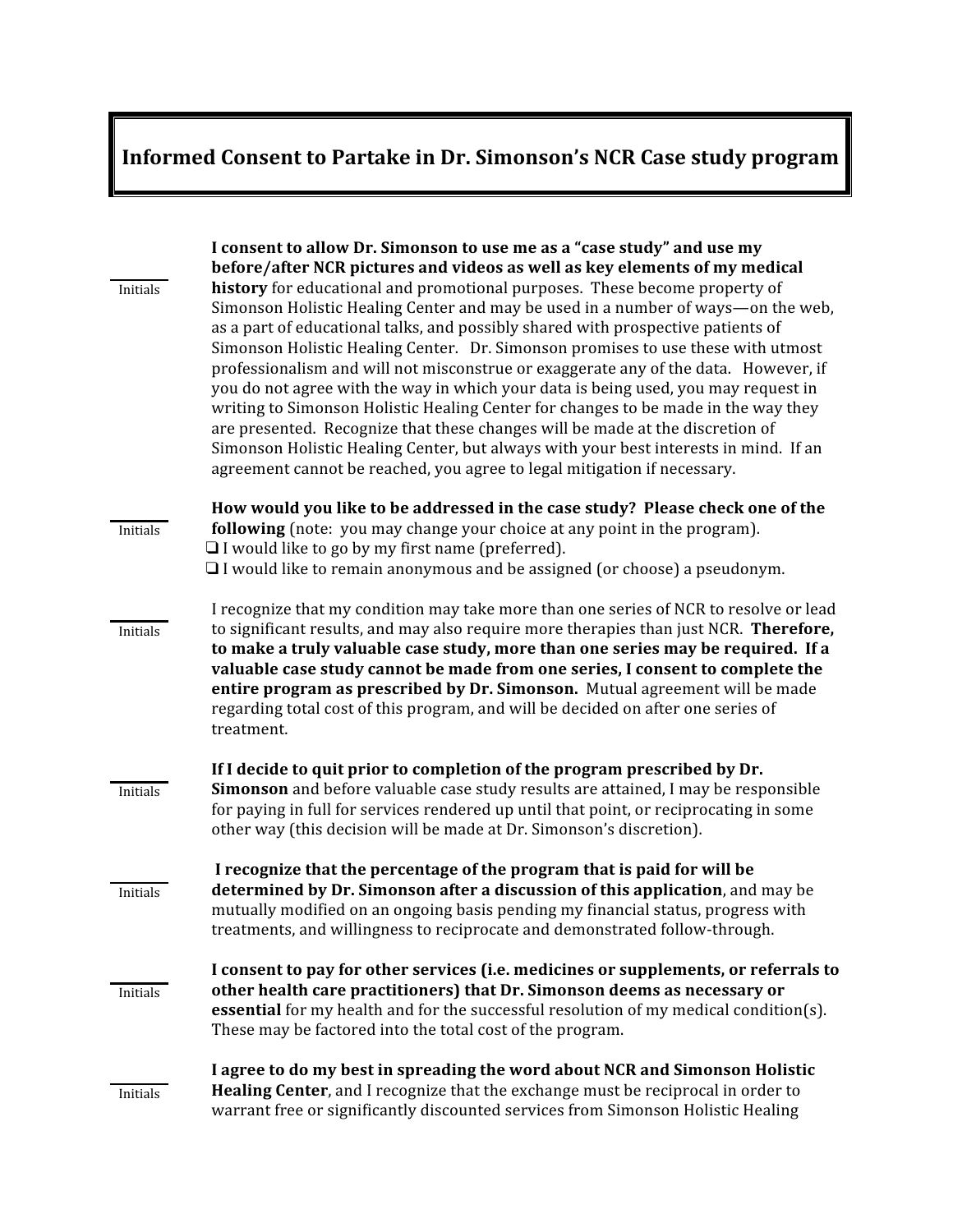# Informed Consent to Partake in Dr. Simonson's NCR Case study program

______ Initials

**I consent to allow Dr. Simonson to use me as a "case study" and use my before/after NCR pictures and videos as well as key elements of my medical history** for educational and promotional purposes. These become property of Simonson Holistic Healing Center and may be used in a number of ways—on the web, as a part of educational talks, and possibly shared with prospective patients of Simonson Holistic Healing Center. Dr. Simonson promises to use these with utmost professionalism and will not misconstrue or exaggerate any of the data. However, if you do not agree with the way in which your data is being used, you may request in writing to Simonson Holistic Healing Center for changes to be made in the way they are presented. Recognize that these changes will be made at the discretion of Simonson Holistic Healing Center, but always with your best interests in mind. If an agreement cannot be reached, you agree to legal mitigation if necessary.

______ Initials

**How would you like to be addressed in the case study? Please check one of the following** (note: you may change your choice at any point in the program).

- ❑ I would like to go by my first name (preferred).
- ❑ I would like to remain anonymous and be assigned (or choose) a pseudonym.

______ Initials

I recognize that my condition may take more than one series of NCR to resolve or lead to significant results, and may also require more therapies than just NCR. **Therefore, to make a truly valuable case study, more than one series may be required. If a valuable case study cannot be made from one series, I consent to complete the entire program as prescribed by Dr. Simonson.** Mutual agreement will be made regarding total cost of this program, and will be decided on after one series of treatment.

______ Initials

**If I decide to quit prior to completion of the program prescribed by Dr. Simonson** and before valuable case study results are attained, I may be responsible for paying in full for services rendered up until that point, or reciprocating in some other way (this decision will be made at Dr. Simonson's discretion).

______ Initials

**I recognize that the percentage of the program that is paid for will be determined by Dr. Simonson after a discussion of this application**, and may be mutually modified on an ongoing basis pending my financial status, progress with treatments, and willingness to reciprocate and demonstrated follow-through.

______ Initials

**I consent to pay for other services (i.e. medicines or supplements, or referrals to other health care practitioners) that Dr. Simonson deems as necessary or essential** for my health and for the successful resolution of my medical condition(s). These may be factored into the total cost of the program.

______ Initials

**I agree to do my best in spreading the word about NCR and Simonson Holistic Healing Center**, and I recognize that the exchange must be reciprocal in order to warrant free or significantly discounted services from Simonson Holistic Healing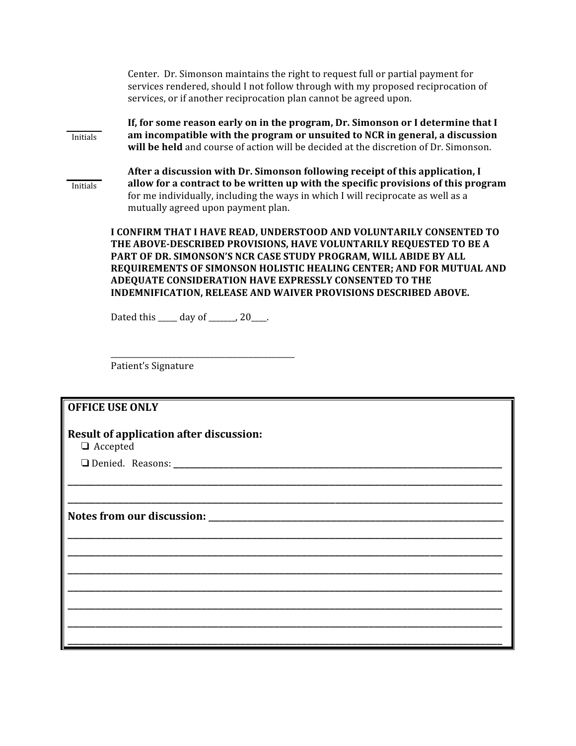Center. Dr. Simonson maintains the right to request full or partial payment for services rendered, should I not follow through with my proposed reciprocation of services, or if another reciprocation plan cannot be agreed upon.

\_\_\_\_\_ Initials **If, for some reason early on in the program, Dr. Simonson or I determine that I am incompatible with the program or unsuited to NCR in general, a discussion will be held** and course of action will be decided at the discretion of Dr. Simonson.

\_\_\_\_\_ Initials **After a discussion with Dr. Simonson following receipt of this application, I allow for a contract to be written up with the specific provisions of this program** for me individually, including the ways in which I will reciprocate as well as a mutually agreed upon payment plan.

**I CONFIRM THAT I HAVE READ, UNDERSTOOD AND VOLUNTARILY CONSENTED TO THE ABOVE-DESCRIBED PROVISIONS, HAVE VOLUNTARILY REQUESTED TO BE A PART OF DR. SIMONSON'S NCR CASE STUDY PROGRAM, WILL ABIDE BY ALL REQUIREMENTS OF SIMONSON HOLISTIC HEALING CENTER; AND FOR MUTUAL AND ADEQUATE CONSIDERATION HAVE EXPRESSLY CONSENTED TO THE INDEMNIFICATION, RELEASE AND WAIVER PROVISIONS DESCRIBED ABOVE.**

Dated this _____ day of _______, 20____.

_______________________________________________
Patient's Signature

**OFFICE USE ONLY**

**Result of application after discussion:**

- ❑ Accepted
- ❑ Denied. Reasons: ______________________________________________________________

______________________________________________________________________________

______________________________________________________________________________

**Notes from our discussion:** ____________________________________________________

______________________________________________________________________________

______________________________________________________________________________

______________________________________________________________________________

______________________________________________________________________________

______________________________________________________________________________

______________________________________________________________________________

______________________________________________________________________________